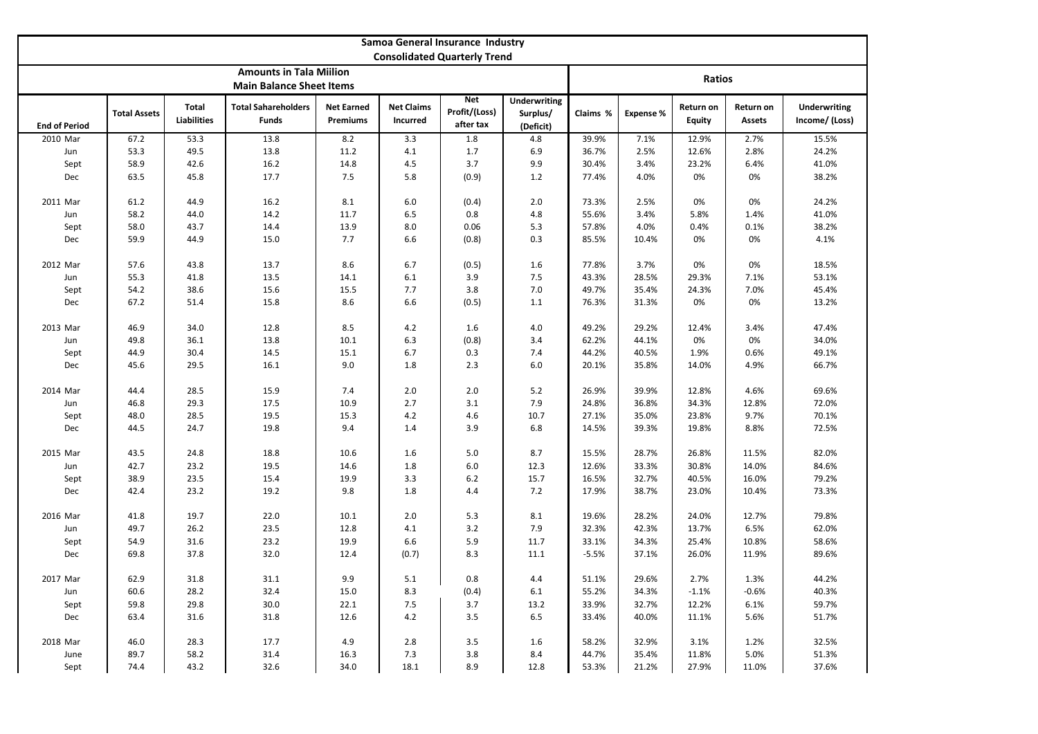# Samoa General Insurance Industry

## Consolidated Quarterly Trend

| End of Period | Amounts in Tala Miilion Main Balance Sheet Items | | | | | | | Ratios | | | | |
|---|---|---|---|---|---|---|---|---|---|---|---|---|
| | Total Assets | Total Liabilities | Total Sahareholders Funds | Net Earned Premiums | Net Claims Incurred | Net Profit/(Loss) after tax | Underwriting Surplus/ (Deficit) | Claims % | Expense % | Return on Equity | Return on Assets | Underwriting Income/ (Loss) |
| 2010 Mar | 67.2 | 53.3 | 13.8 | 8.2 | 3.3 | 1.8 | 4.8 | 39.9% | 7.1% | 12.9% | 2.7% | 15.5% |
| Jun | 53.3 | 49.5 | 13.8 | 11.2 | 4.1 | 1.7 | 6.9 | 36.7% | 2.5% | 12.6% | 2.8% | 24.2% |
| Sept | 58.9 | 42.6 | 16.2 | 14.8 | 4.5 | 3.7 | 9.9 | 30.4% | 3.4% | 23.2% | 6.4% | 41.0% |
| Dec | 63.5 | 45.8 | 17.7 | 7.5 | 5.8 | (0.9) | 1.2 | 77.4% | 4.0% | 0% | 0% | 38.2% |
| 2011 Mar | 61.2 | 44.9 | 16.2 | 8.1 | 6.0 | (0.4) | 2.0 | 73.3% | 2.5% | 0% | 0% | 24.2% |
| Jun | 58.2 | 44.0 | 14.2 | 11.7 | 6.5 | 0.8 | 4.8 | 55.6% | 3.4% | 5.8% | 1.4% | 41.0% |
| Sept | 58.0 | 43.7 | 14.4 | 13.9 | 8.0 | 0.06 | 5.3 | 57.8% | 4.0% | 0.4% | 0.1% | 38.2% |
| Dec | 59.9 | 44.9 | 15.0 | 7.7 | 6.6 | (0.8) | 0.3 | 85.5% | 10.4% | 0% | 0% | 4.1% |
| 2012 Mar | 57.6 | 43.8 | 13.7 | 8.6 | 6.7 | (0.5) | 1.6 | 77.8% | 3.7% | 0% | 0% | 18.5% |
| Jun | 55.3 | 41.8 | 13.5 | 14.1 | 6.1 | 3.9 | 7.5 | 43.3% | 28.5% | 29.3% | 7.1% | 53.1% |
| Sept | 54.2 | 38.6 | 15.6 | 15.5 | 7.7 | 3.8 | 7.0 | 49.7% | 35.4% | 24.3% | 7.0% | 45.4% |
| Dec | 67.2 | 51.4 | 15.8 | 8.6 | 6.6 | (0.5) | 1.1 | 76.3% | 31.3% | 0% | 0% | 13.2% |
| 2013 Mar | 46.9 | 34.0 | 12.8 | 8.5 | 4.2 | 1.6 | 4.0 | 49.2% | 29.2% | 12.4% | 3.4% | 47.4% |
| Jun | 49.8 | 36.1 | 13.8 | 10.1 | 6.3 | (0.8) | 3.4 | 62.2% | 44.1% | 0% | 0% | 34.0% |
| Sept | 44.9 | 30.4 | 14.5 | 15.1 | 6.7 | 0.3 | 7.4 | 44.2% | 40.5% | 1.9% | 0.6% | 49.1% |
| Dec | 45.6 | 29.5 | 16.1 | 9.0 | 1.8 | 2.3 | 6.0 | 20.1% | 35.8% | 14.0% | 4.9% | 66.7% |
| 2014 Mar | 44.4 | 28.5 | 15.9 | 7.4 | 2.0 | 2.0 | 5.2 | 26.9% | 39.9% | 12.8% | 4.6% | 69.6% |
| Jun | 46.8 | 29.3 | 17.5 | 10.9 | 2.7 | 3.1 | 7.9 | 24.8% | 36.8% | 34.3% | 12.8% | 72.0% |
| Sept | 48.0 | 28.5 | 19.5 | 15.3 | 4.2 | 4.6 | 10.7 | 27.1% | 35.0% | 23.8% | 9.7% | 70.1% |
| Dec | 44.5 | 24.7 | 19.8 | 9.4 | 1.4 | 3.9 | 6.8 | 14.5% | 39.3% | 19.8% | 8.8% | 72.5% |
| 2015 Mar | 43.5 | 24.8 | 18.8 | 10.6 | 1.6 | 5.0 | 8.7 | 15.5% | 28.7% | 26.8% | 11.5% | 82.0% |
| Jun | 42.7 | 23.2 | 19.5 | 14.6 | 1.8 | 6.0 | 12.3 | 12.6% | 33.3% | 30.8% | 14.0% | 84.6% |
| Sept | 38.9 | 23.5 | 15.4 | 19.9 | 3.3 | 6.2 | 15.7 | 16.5% | 32.7% | 40.5% | 16.0% | 79.2% |
| Dec | 42.4 | 23.2 | 19.2 | 9.8 | 1.8 | 4.4 | 7.2 | 17.9% | 38.7% | 23.0% | 10.4% | 73.3% |
| 2016 Mar | 41.8 | 19.7 | 22.0 | 10.1 | 2.0 | 5.3 | 8.1 | 19.6% | 28.2% | 24.0% | 12.7% | 79.8% |
| Jun | 49.7 | 26.2 | 23.5 | 12.8 | 4.1 | 3.2 | 7.9 | 32.3% | 42.3% | 13.7% | 6.5% | 62.0% |
| Sept | 54.9 | 31.6 | 23.2 | 19.9 | 6.6 | 5.9 | 11.7 | 33.1% | 34.3% | 25.4% | 10.8% | 58.6% |
| Dec | 69.8 | 37.8 | 32.0 | 12.4 | (0.7) | 8.3 | 11.1 | -5.5% | 37.1% | 26.0% | 11.9% | 89.6% |
| 2017 Mar | 62.9 | 31.8 | 31.1 | 9.9 | 5.1 | 0.8 | 4.4 | 51.1% | 29.6% | 2.7% | 1.3% | 44.2% |
| Jun | 60.6 | 28.2 | 32.4 | 15.0 | 8.3 | (0.4) | 6.1 | 55.2% | 34.3% | -1.1% | -0.6% | 40.3% |
| Sept | 59.8 | 29.8 | 30.0 | 22.1 | 7.5 | 3.7 | 13.2 | 33.9% | 32.7% | 12.2% | 6.1% | 59.7% |
| Dec | 63.4 | 31.6 | 31.8 | 12.6 | 4.2 | 3.5 | 6.5 | 33.4% | 40.0% | 11.1% | 5.6% | 51.7% |
| 2018 Mar | 46.0 | 28.3 | 17.7 | 4.9 | 2.8 | 3.5 | 1.6 | 58.2% | 32.9% | 3.1% | 1.2% | 32.5% |
| June | 89.7 | 58.2 | 31.4 | 16.3 | 7.3 | 3.8 | 8.4 | 44.7% | 35.4% | 11.8% | 5.0% | 51.3% |
| Sept | 74.4 | 43.2 | 32.6 | 34.0 | 18.1 | 8.9 | 12.8 | 53.3% | 21.2% | 27.9% | 11.0% | 37.6% |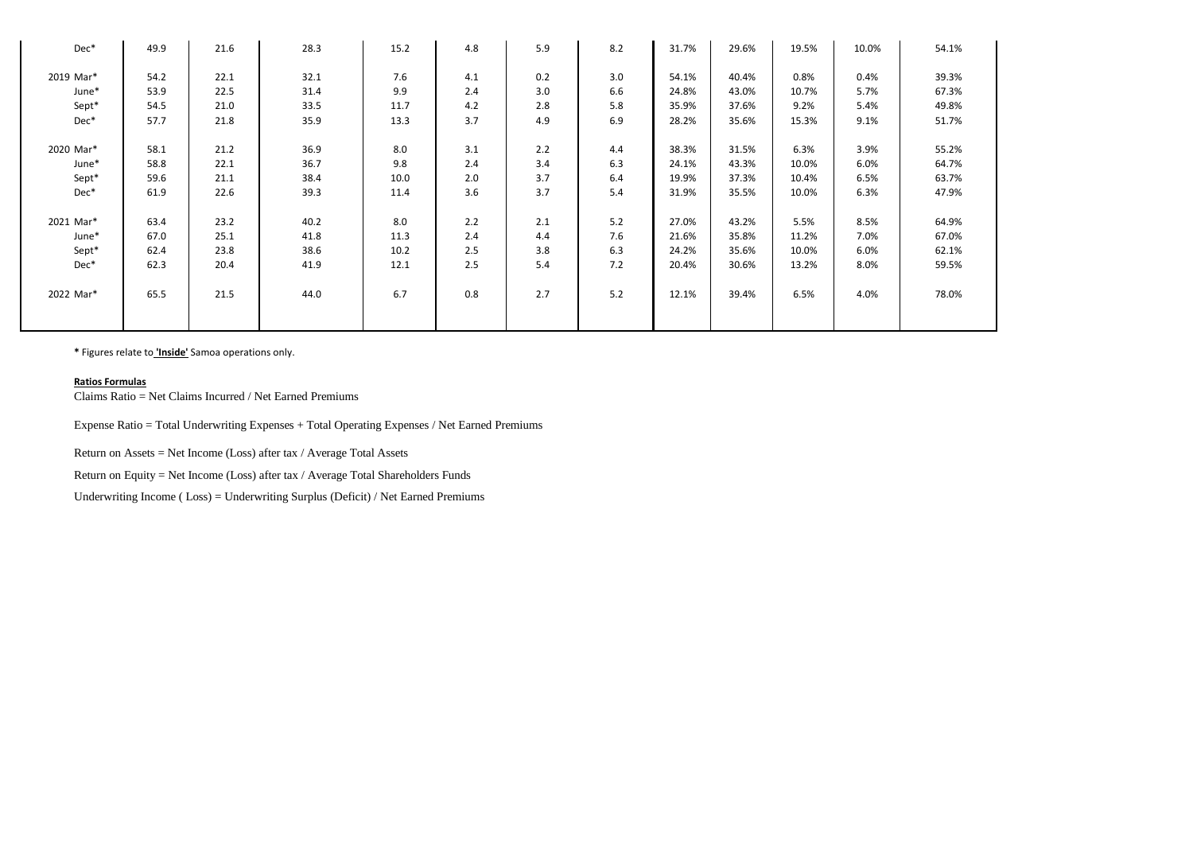| | | | | | | | | | | | | |
|---|---|---|---|---|---|---|---|---|---|---|---|---|
| Dec* | 49.9 | 21.6 | 28.3 | 15.2 | 4.8 | 5.9 | 8.2 | 31.7% | 29.6% | 19.5% | 10.0% | 54.1% |
| 2019 Mar* | 54.2 | 22.1 | 32.1 | 7.6 | 4.1 | 0.2 | 3.0 | 54.1% | 40.4% | 0.8% | 0.4% | 39.3% |
| June* | 53.9 | 22.5 | 31.4 | 9.9 | 2.4 | 3.0 | 6.6 | 24.8% | 43.0% | 10.7% | 5.7% | 67.3% |
| Sept* | 54.5 | 21.0 | 33.5 | 11.7 | 4.2 | 2.8 | 5.8 | 35.9% | 37.6% | 9.2% | 5.4% | 49.8% |
| Dec* | 57.7 | 21.8 | 35.9 | 13.3 | 3.7 | 4.9 | 6.9 | 28.2% | 35.6% | 15.3% | 9.1% | 51.7% |
| 2020 Mar* | 58.1 | 21.2 | 36.9 | 8.0 | 3.1 | 2.2 | 4.4 | 38.3% | 31.5% | 6.3% | 3.9% | 55.2% |
| June* | 58.8 | 22.1 | 36.7 | 9.8 | 2.4 | 3.4 | 6.3 | 24.1% | 43.3% | 10.0% | 6.0% | 64.7% |
| Sept* | 59.6 | 21.1 | 38.4 | 10.0 | 2.0 | 3.7 | 6.4 | 19.9% | 37.3% | 10.4% | 6.5% | 63.7% |
| Dec* | 61.9 | 22.6 | 39.3 | 11.4 | 3.6 | 3.7 | 5.4 | 31.9% | 35.5% | 10.0% | 6.3% | 47.9% |
| 2021 Mar* | 63.4 | 23.2 | 40.2 | 8.0 | 2.2 | 2.1 | 5.2 | 27.0% | 43.2% | 5.5% | 8.5% | 64.9% |
| June* | 67.0 | 25.1 | 41.8 | 11.3 | 2.4 | 4.4 | 7.6 | 21.6% | 35.8% | 11.2% | 7.0% | 67.0% |
| Sept* | 62.4 | 23.8 | 38.6 | 10.2 | 2.5 | 3.8 | 6.3 | 24.2% | 35.6% | 10.0% | 6.0% | 62.1% |
| Dec* | 62.3 | 20.4 | 41.9 | 12.1 | 2.5 | 5.4 | 7.2 | 20.4% | 30.6% | 13.2% | 8.0% | 59.5% |
| 2022 Mar* | 65.5 | 21.5 | 44.0 | 6.7 | 0.8 | 2.7 | 5.2 | 12.1% | 39.4% | 6.5% | 4.0% | 78.0% |

**\*** Figures relate to **'Inside'** Samoa operations only.

**Ratios Formulas**

Claims Ratio = Net Claims Incurred / Net Earned Premiums

Expense Ratio = Total Underwriting Expenses + Total Operating Expenses / Net Earned Premiums

Return on Assets = Net Income (Loss) after tax / Average Total Assets

Return on Equity = Net Income (Loss) after tax / Average Total Shareholders Funds

Underwriting Income ( Loss) = Underwriting Surplus (Deficit) / Net Earned Premiums